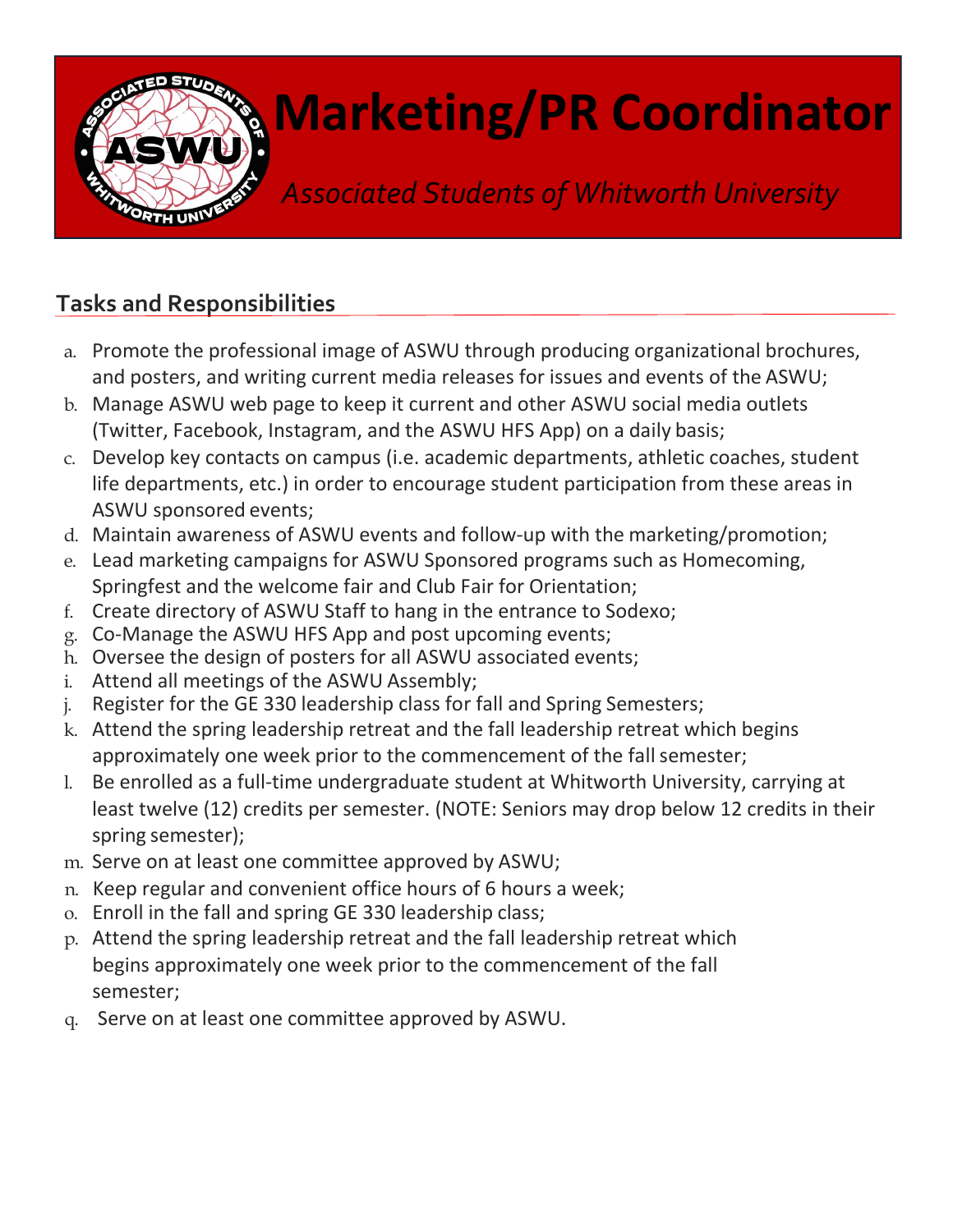# Marketing/PR Coordinator

*Associated Students of Whitworth University*

## Tasks and Responsibilities

a. Promote the professional image of ASWU through producing organizational brochures, and posters, and writing current media releases for issues and events of the ASWU;
b. Manage ASWU web page to keep it current and other ASWU social media outlets (Twitter, Facebook, Instagram, and the ASWU HFS App) on a daily basis;
c. Develop key contacts on campus (i.e. academic departments, athletic coaches, student life departments, etc.) in order to encourage student participation from these areas in ASWU sponsored events;
d. Maintain awareness of ASWU events and follow-up with the marketing/promotion;
e. Lead marketing campaigns for ASWU Sponsored programs such as Homecoming, Springfest and the welcome fair and Club Fair for Orientation;
f. Create directory of ASWU Staff to hang in the entrance to Sodexo;
g. Co-Manage the ASWU HFS App and post upcoming events;
h. Oversee the design of posters for all ASWU associated events;
i. Attend all meetings of the ASWU Assembly;
j. Register for the GE 330 leadership class for fall and Spring Semesters;
k. Attend the spring leadership retreat and the fall leadership retreat which begins approximately one week prior to the commencement of the fall semester;
l. Be enrolled as a full-time undergraduate student at Whitworth University, carrying at least twelve (12) credits per semester. (NOTE: Seniors may drop below 12 credits in their spring semester);
m. Serve on at least one committee approved by ASWU;
n. Keep regular and convenient office hours of 6 hours a week;
o. Enroll in the fall and spring GE 330 leadership class;
p. Attend the spring leadership retreat and the fall leadership retreat which begins approximately one week prior to the commencement of the fall semester;
q. Serve on at least one committee approved by ASWU.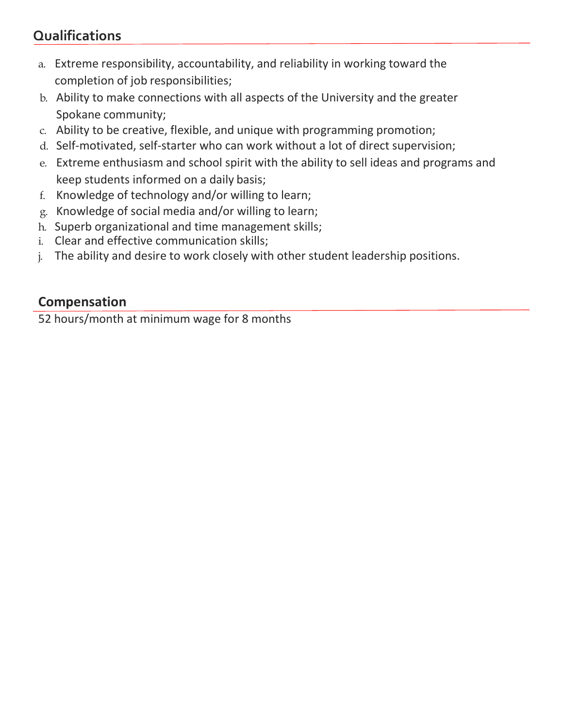## Qualifications

a. Extreme responsibility, accountability, and reliability in working toward the completion of job responsibilities;
b. Ability to make connections with all aspects of the University and the greater Spokane community;
c. Ability to be creative, flexible, and unique with programming promotion;
d. Self-motivated, self-starter who can work without a lot of direct supervision;
e. Extreme enthusiasm and school spirit with the ability to sell ideas and programs and keep students informed on a daily basis;
f. Knowledge of technology and/or willing to learn;
g. Knowledge of social media and/or willing to learn;
h. Superb organizational and time management skills;
i. Clear and effective communication skills;
j. The ability and desire to work closely with other student leadership positions.

## Compensation

52 hours/month at minimum wage for 8 months